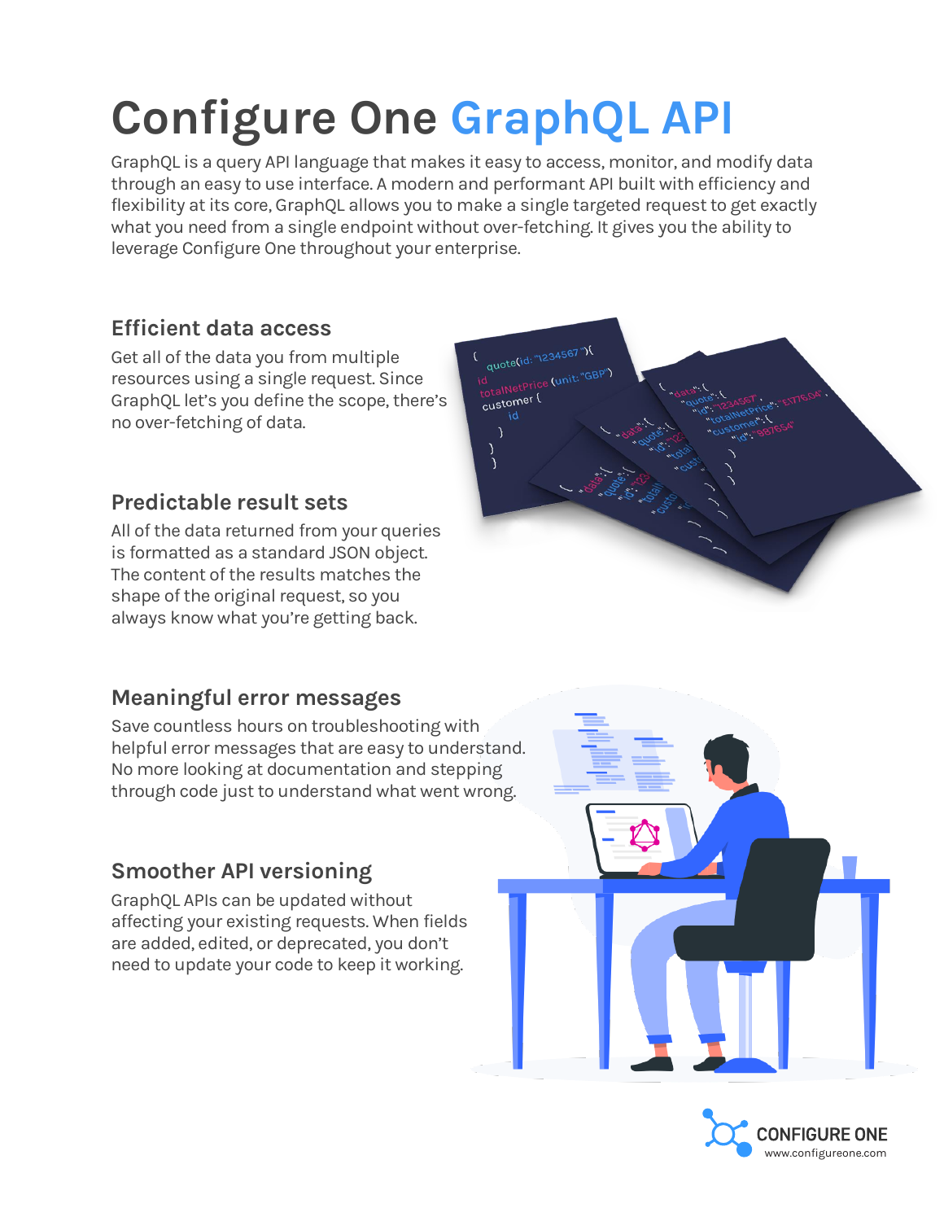# Configure One GraphQL API

GraphQL is a query API language that makes it easy to access, monitor, and modify data through an easy to use interface. A modern and performant API built with efficiency and flexibility at its core, GraphQL allows you to make a single targeted request to get exactly what you need from a single endpoint without over-fetching. It gives you the ability to leverage Configure One throughout your enterprise.

## Efficient data access

Get all of the data you from multiple resources using a single request. Since GraphQL let's you define the scope, there's no over-fetching of data.

## Predictable result sets

All of the data returned from your queries is formatted as a standard JSON object. The content of the results matches the shape of the original request, so you always know what you're getting back.

## Meaningful error messages

Save countless hours on troubleshooting with helpful error messages that are easy to understand. No more looking at documentation and stepping through code just to understand what went wrong.

## Smoother API versioning

GraphQL APIs can be updated without affecting your existing requests. When fields are added, edited, or deprecated, you don't need to update your code to keep it working.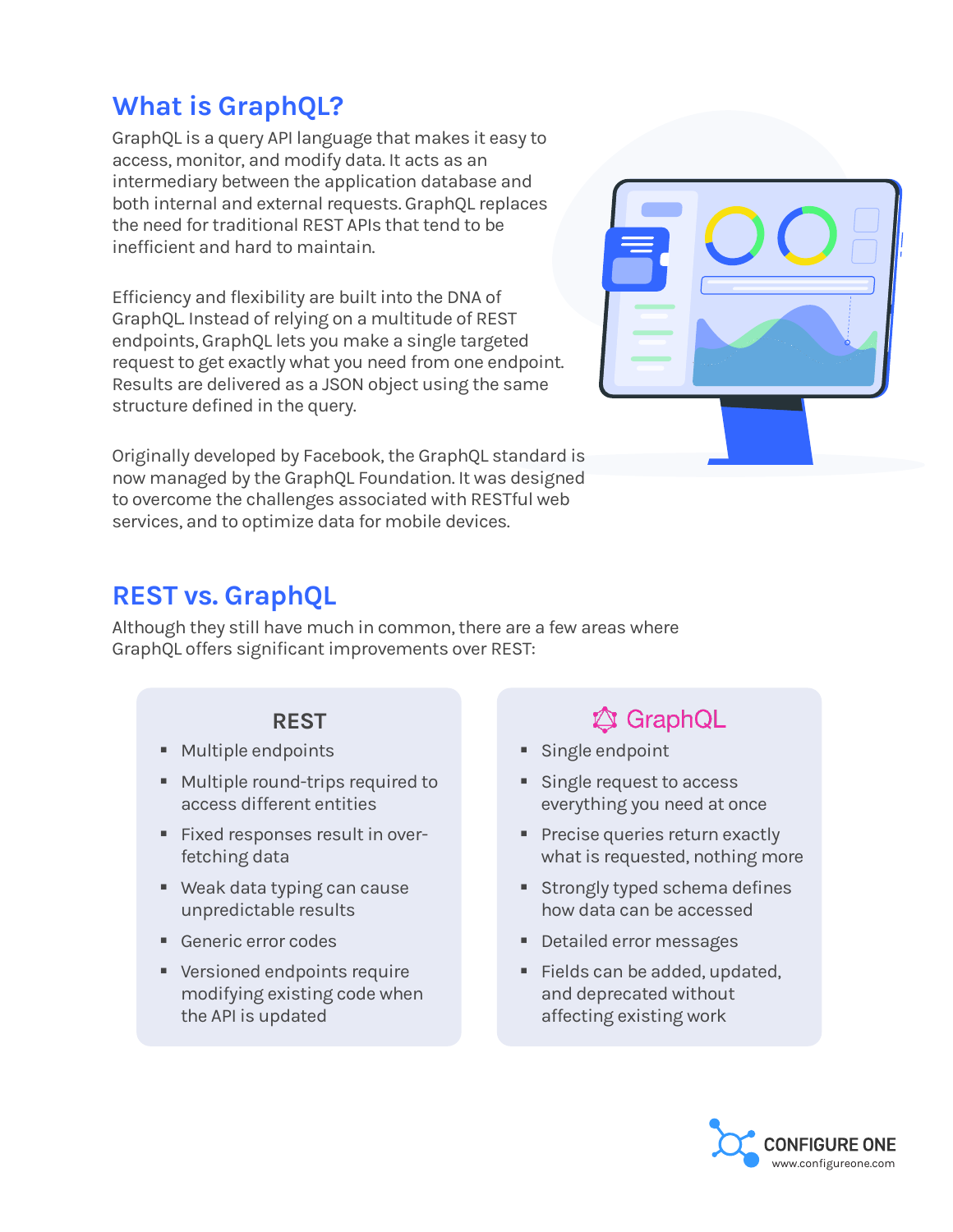## What is GraphQL?

GraphQL is a query API language that makes it easy to access, monitor, and modify data. It acts as an intermediary between the application database and both internal and external requests. GraphQL replaces the need for traditional REST APIs that tend to be inefficient and hard to maintain.

Efficiency and flexibility are built into the DNA of GraphQL. Instead of relying on a multitude of REST endpoints, GraphQL lets you make a single targeted request to get exactly what you need from one endpoint. Results are delivered as a JSON object using the same structure defined in the query.

Originally developed by Facebook, the GraphQL standard is now managed by the GraphQL Foundation. It was designed to overcome the challenges associated with RESTful web services, and to optimize data for mobile devices.

## REST vs. GraphQL

Although they still have much in common, there are a few areas where GraphQL offers significant improvements over REST:

### REST

- Multiple endpoints
- Multiple round-trips required to access different entities
- Fixed responses result in over-fetching data
- Weak data typing can cause unpredictable results
- Generic error codes
- Versioned endpoints require modifying existing code when the API is updated

### GraphQL

- Single endpoint
- Single request to access everything you need at once
- Precise queries return exactly what is requested, nothing more
- Strongly typed schema defines how data can be accessed
- Detailed error messages
- Fields can be added, updated, and deprecated without affecting existing work

CONFIGURE ONE
www.configureone.com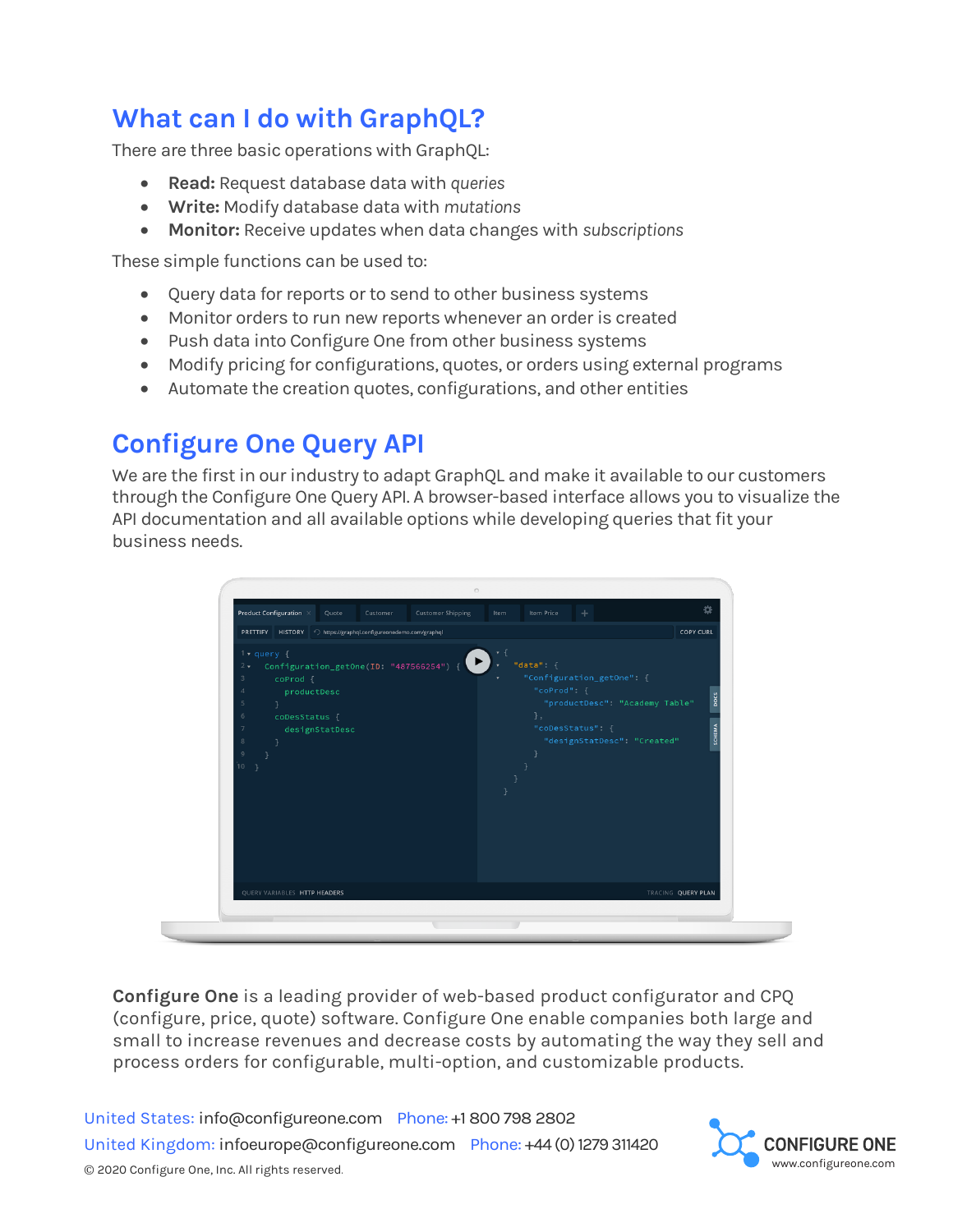## What can I do with GraphQL?

There are three basic operations with GraphQL:

- **Read:** Request database data with *queries*
- **Write:** Modify database data with *mutations*
- **Monitor:** Receive updates when data changes with *subscriptions*

These simple functions can be used to:

- Query data for reports or to send to other business systems
- Monitor orders to run new reports whenever an order is created
- Push data into Configure One from other business systems
- Modify pricing for configurations, quotes, or orders using external programs
- Automate the creation quotes, configurations, and other entities

## Configure One Query API

We are the first in our industry to adapt GraphQL and make it available to our customers through the Configure One Query API. A browser-based interface allows you to visualize the API documentation and all available options while developing queries that fit your business needs.

**Configure One** is a leading provider of web-based product configurator and CPQ (configure, price, quote) software. Configure One enable companies both large and small to increase revenues and decrease costs by automating the way they sell and process orders for configurable, multi-option, and customizable products.

United States: info@configureone.com Phone: +1 800 798 2802
United Kingdom: infoeurope@configureone.com Phone: +44 (0) 1279 311420
© 2020 Configure One, Inc. All rights reserved.

CONFIGURE ONE
www.configureone.com